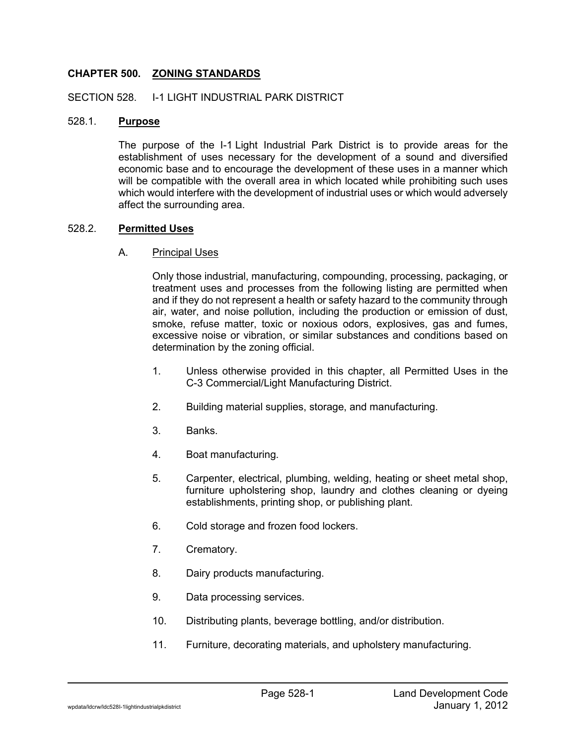# CHAPTER 500. ZONING STANDARDS

## SECTION 528. I-1 LIGHT INDUSTRIAL PARK DISTRICT

### 528.1. **Purpose**

The purpose of the I-1 Light Industrial Park District is to provide areas for the establishment of uses necessary for the development of a sound and diversified economic base and to encourage the development of these uses in a manner which will be compatible with the overall area in which located while prohibiting such uses which would interfere with the development of industrial uses or which would adversely affect the surrounding area.

### 528.2. **Permitted Uses**

A. Principal Uses

Only those industrial, manufacturing, compounding, processing, packaging, or treatment uses and processes from the following listing are permitted when and if they do not represent a health or safety hazard to the community through air, water, and noise pollution, including the production or emission of dust, smoke, refuse matter, toxic or noxious odors, explosives, gas and fumes, excessive noise or vibration, or similar substances and conditions based on determination by the zoning official.

1. Unless otherwise provided in this chapter, all Permitted Uses in the C-3 Commercial/Light Manufacturing District.
2. Building material supplies, storage, and manufacturing.
3. Banks.
4. Boat manufacturing.
5. Carpenter, electrical, plumbing, welding, heating or sheet metal shop, furniture upholstering shop, laundry and clothes cleaning or dyeing establishments, printing shop, or publishing plant.
6. Cold storage and frozen food lockers.
7. Crematory.
8. Dairy products manufacturing.
9. Data processing services.
10. Distributing plants, beverage bottling, and/or distribution.
11. Furniture, decorating materials, and upholstery manufacturing.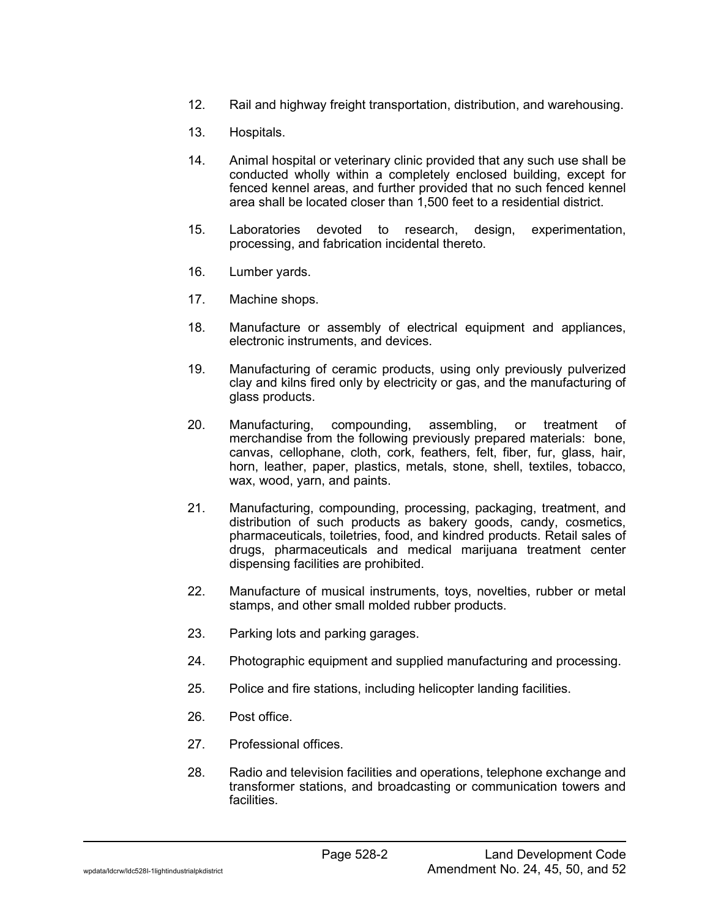12. Rail and highway freight transportation, distribution, and warehousing.

13. Hospitals.

14. Animal hospital or veterinary clinic provided that any such use shall be conducted wholly within a completely enclosed building, except for fenced kennel areas, and further provided that no such fenced kennel area shall be located closer than 1,500 feet to a residential district.

15. Laboratories devoted to research, design, experimentation, processing, and fabrication incidental thereto.

16. Lumber yards.

17. Machine shops.

18. Manufacture or assembly of electrical equipment and appliances, electronic instruments, and devices.

19. Manufacturing of ceramic products, using only previously pulverized clay and kilns fired only by electricity or gas, and the manufacturing of glass products.

20. Manufacturing, compounding, assembling, or treatment of merchandise from the following previously prepared materials: bone, canvas, cellophane, cloth, cork, feathers, felt, fiber, fur, glass, hair, horn, leather, paper, plastics, metals, stone, shell, textiles, tobacco, wax, wood, yarn, and paints.

21. Manufacturing, compounding, processing, packaging, treatment, and distribution of such products as bakery goods, candy, cosmetics, pharmaceuticals, toiletries, food, and kindred products. Retail sales of drugs, pharmaceuticals and medical marijuana treatment center dispensing facilities are prohibited.

22. Manufacture of musical instruments, toys, novelties, rubber or metal stamps, and other small molded rubber products.

23. Parking lots and parking garages.

24. Photographic equipment and supplied manufacturing and processing.

25. Police and fire stations, including helicopter landing facilities.

26. Post office.

27. Professional offices.

28. Radio and television facilities and operations, telephone exchange and transformer stations, and broadcasting or communication towers and facilities.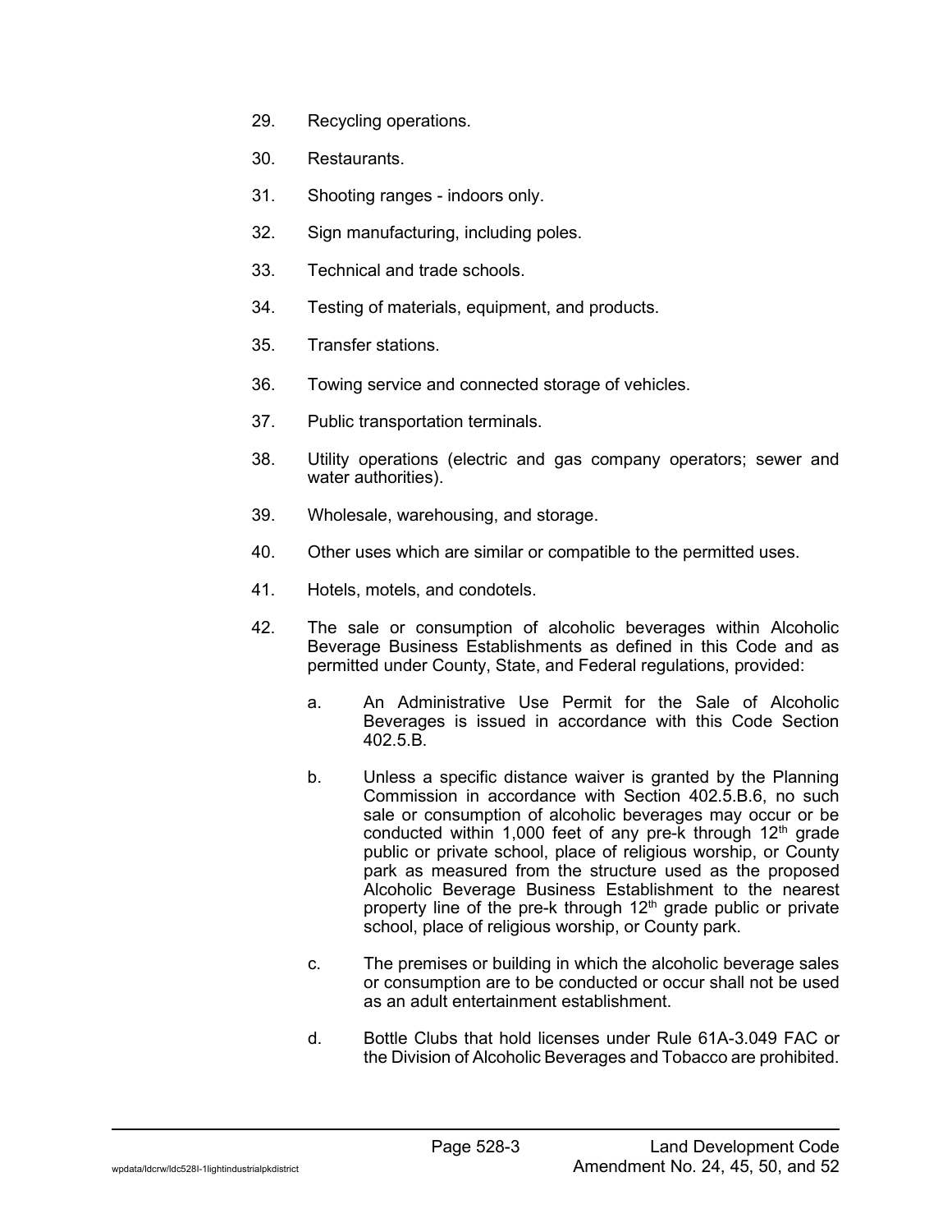29. Recycling operations.

30. Restaurants.

31. Shooting ranges - indoors only.

32. Sign manufacturing, including poles.

33. Technical and trade schools.

34. Testing of materials, equipment, and products.

35. Transfer stations.

36. Towing service and connected storage of vehicles.

37. Public transportation terminals.

38. Utility operations (electric and gas company operators; sewer and water authorities).

39. Wholesale, warehousing, and storage.

40. Other uses which are similar or compatible to the permitted uses.

41. Hotels, motels, and condotels.

42. The sale or consumption of alcoholic beverages within Alcoholic Beverage Business Establishments as defined in this Code and as permitted under County, State, and Federal regulations, provided:

    a. An Administrative Use Permit for the Sale of Alcoholic Beverages is issued in accordance with this Code Section 402.5.B.

    b. Unless a specific distance waiver is granted by the Planning Commission in accordance with Section 402.5.B.6, no such sale or consumption of alcoholic beverages may occur or be conducted within 1,000 feet of any pre-k through 12th grade public or private school, place of religious worship, or County park as measured from the structure used as the proposed Alcoholic Beverage Business Establishment to the nearest property line of the pre-k through 12th grade public or private school, place of religious worship, or County park.

    c. The premises or building in which the alcoholic beverage sales or consumption are to be conducted or occur shall not be used as an adult entertainment establishment.

    d. Bottle Clubs that hold licenses under Rule 61A-3.049 FAC or the Division of Alcoholic Beverages and Tobacco are prohibited.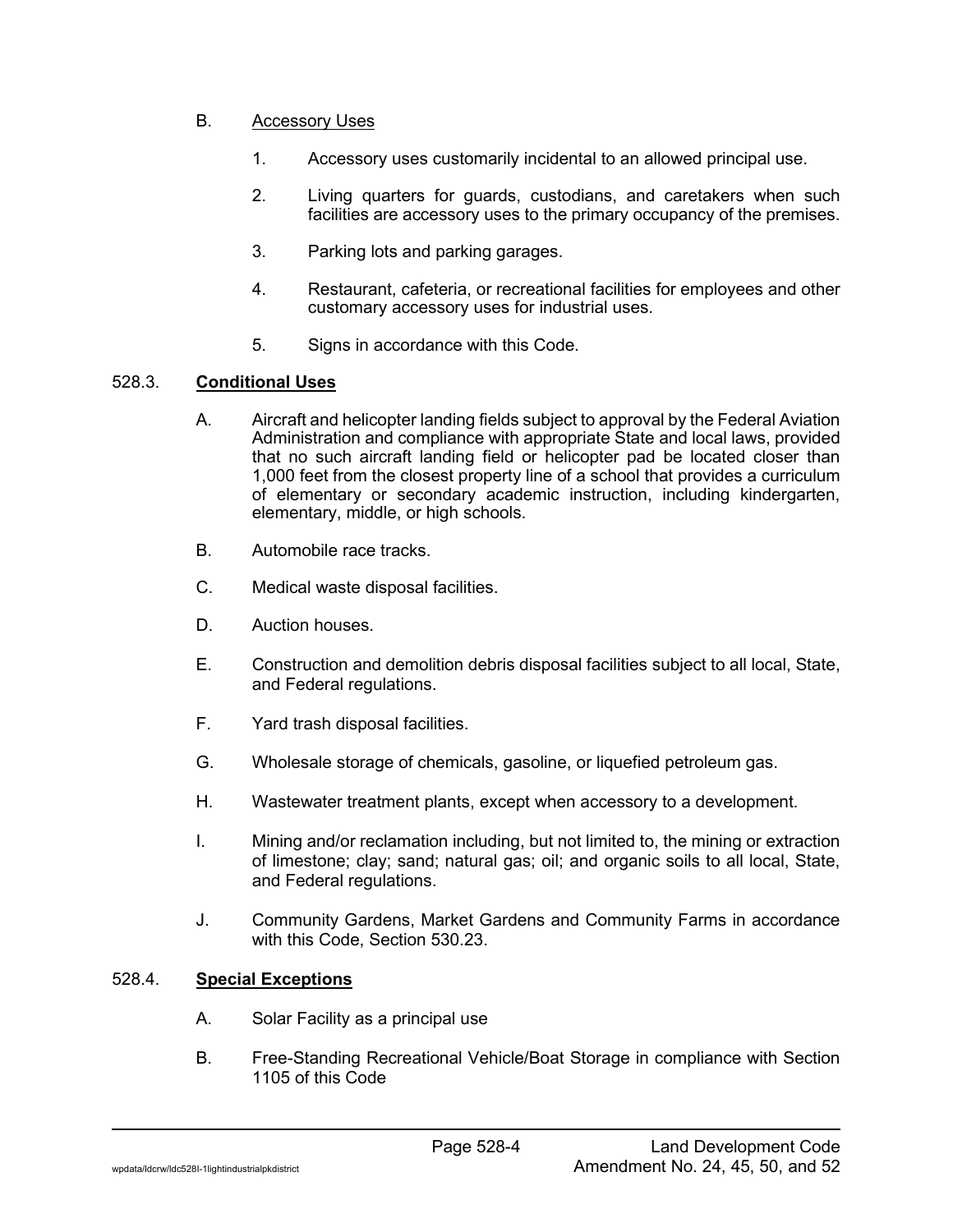B. Accessory Uses

1. Accessory uses customarily incidental to an allowed principal use.

2. Living quarters for guards, custodians, and caretakers when such facilities are accessory uses to the primary occupancy of the premises.

3. Parking lots and parking garages.

4. Restaurant, cafeteria, or recreational facilities for employees and other customary accessory uses for industrial uses.

5. Signs in accordance with this Code.

### 528.3. **Conditional Uses**

A. Aircraft and helicopter landing fields subject to approval by the Federal Aviation Administration and compliance with appropriate State and local laws, provided that no such aircraft landing field or helicopter pad be located closer than 1,000 feet from the closest property line of a school that provides a curriculum of elementary or secondary academic instruction, including kindergarten, elementary, middle, or high schools.

B. Automobile race tracks.

C. Medical waste disposal facilities.

D. Auction houses.

E. Construction and demolition debris disposal facilities subject to all local, State, and Federal regulations.

F. Yard trash disposal facilities.

G. Wholesale storage of chemicals, gasoline, or liquefied petroleum gas.

H. Wastewater treatment plants, except when accessory to a development.

I. Mining and/or reclamation including, but not limited to, the mining or extraction of limestone; clay; sand; natural gas; oil; and organic soils to all local, State, and Federal regulations.

J. Community Gardens, Market Gardens and Community Farms in accordance with this Code, Section 530.23.

### 528.4. **Special Exceptions**

A. Solar Facility as a principal use

B. Free-Standing Recreational Vehicle/Boat Storage in compliance with Section 1105 of this Code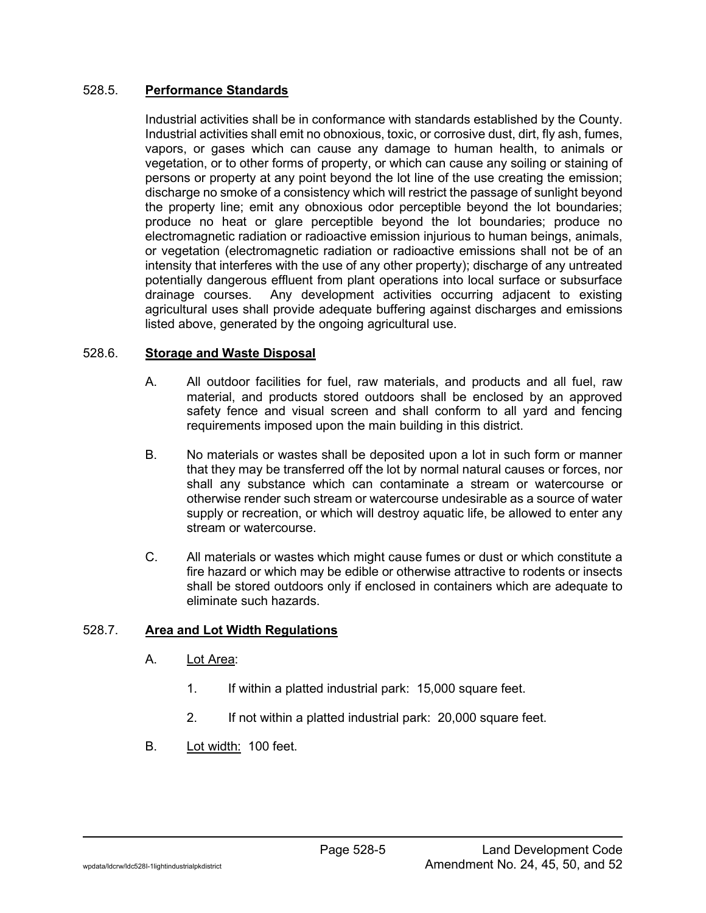### 528.5. **Performance Standards**

Industrial activities shall be in conformance with standards established by the County. Industrial activities shall emit no obnoxious, toxic, or corrosive dust, dirt, fly ash, fumes, vapors, or gases which can cause any damage to human health, to animals or vegetation, or to other forms of property, or which can cause any soiling or staining of persons or property at any point beyond the lot line of the use creating the emission; discharge no smoke of a consistency which will restrict the passage of sunlight beyond the property line; emit any obnoxious odor perceptible beyond the lot boundaries; produce no heat or glare perceptible beyond the lot boundaries; produce no electromagnetic radiation or radioactive emission injurious to human beings, animals, or vegetation (electromagnetic radiation or radioactive emissions shall not be of an intensity that interferes with the use of any other property); discharge of any untreated potentially dangerous effluent from plant operations into local surface or subsurface drainage courses. Any development activities occurring adjacent to existing agricultural uses shall provide adequate buffering against discharges and emissions listed above, generated by the ongoing agricultural use.

### 528.6. **Storage and Waste Disposal**

A. All outdoor facilities for fuel, raw materials, and products and all fuel, raw material, and products stored outdoors shall be enclosed by an approved safety fence and visual screen and shall conform to all yard and fencing requirements imposed upon the main building in this district.

B. No materials or wastes shall be deposited upon a lot in such form or manner that they may be transferred off the lot by normal natural causes or forces, nor shall any substance which can contaminate a stream or watercourse or otherwise render such stream or watercourse undesirable as a source of water supply or recreation, or which will destroy aquatic life, be allowed to enter any stream or watercourse.

C. All materials or wastes which might cause fumes or dust or which constitute a fire hazard or which may be edible or otherwise attractive to rodents or insects shall be stored outdoors only if enclosed in containers which are adequate to eliminate such hazards.

### 528.7. **Area and Lot Width Regulations**

A. Lot Area:

1. If within a platted industrial park: 15,000 square feet.

2. If not within a platted industrial park: 20,000 square feet.

B. Lot width: 100 feet.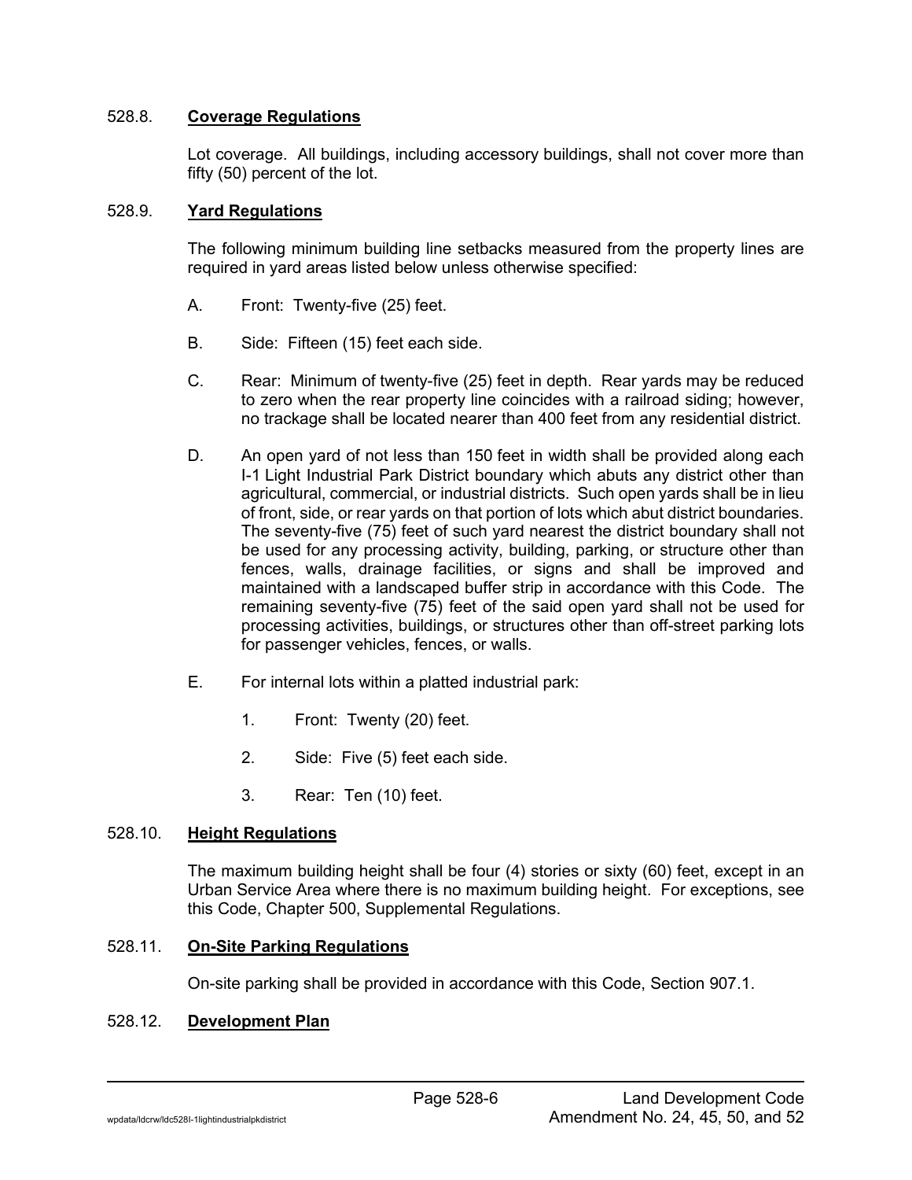### 528.8. **Coverage Regulations**

Lot coverage. All buildings, including accessory buildings, shall not cover more than fifty (50) percent of the lot.

### 528.9. **Yard Regulations**

The following minimum building line setbacks measured from the property lines are required in yard areas listed below unless otherwise specified:

A. Front: Twenty-five (25) feet.

B. Side: Fifteen (15) feet each side.

C. Rear: Minimum of twenty-five (25) feet in depth. Rear yards may be reduced to zero when the rear property line coincides with a railroad siding; however, no trackage shall be located nearer than 400 feet from any residential district.

D. An open yard of not less than 150 feet in width shall be provided along each I-1 Light Industrial Park District boundary which abuts any district other than agricultural, commercial, or industrial districts. Such open yards shall be in lieu of front, side, or rear yards on that portion of lots which abut district boundaries. The seventy-five (75) feet of such yard nearest the district boundary shall not be used for any processing activity, building, parking, or structure other than fences, walls, drainage facilities, or signs and shall be improved and maintained with a landscaped buffer strip in accordance with this Code. The remaining seventy-five (75) feet of the said open yard shall not be used for processing activities, buildings, or structures other than off-street parking lots for passenger vehicles, fences, or walls.

E. For internal lots within a platted industrial park:

1. Front: Twenty (20) feet.

2. Side: Five (5) feet each side.

3. Rear: Ten (10) feet.

### 528.10. **Height Regulations**

The maximum building height shall be four (4) stories or sixty (60) feet, except in an Urban Service Area where there is no maximum building height. For exceptions, see this Code, Chapter 500, Supplemental Regulations.

### 528.11. **On-Site Parking Regulations**

On-site parking shall be provided in accordance with this Code, Section 907.1.

### 528.12. **Development Plan**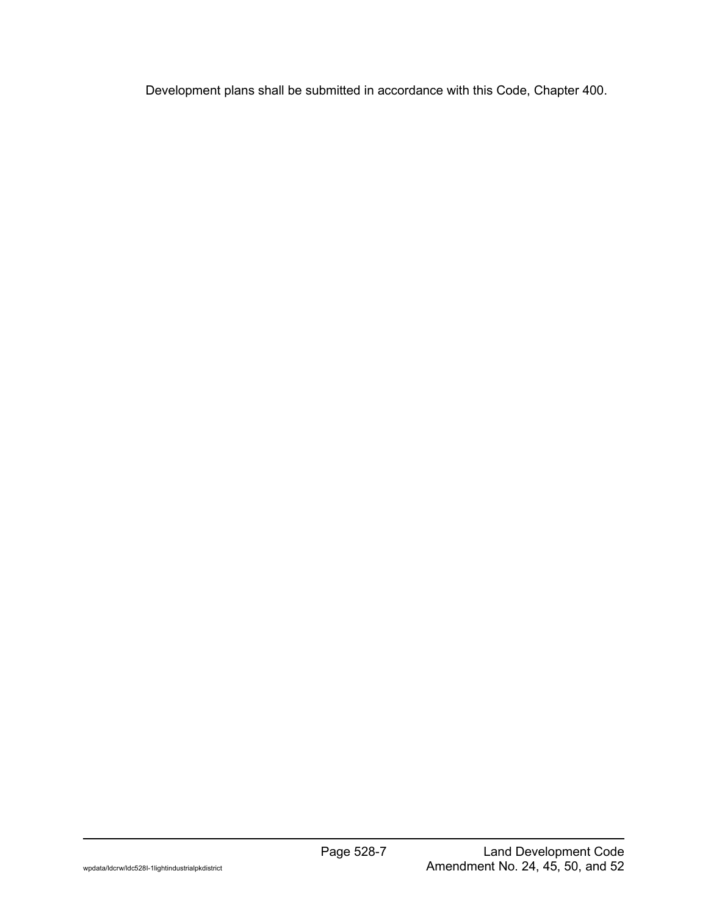Development plans shall be submitted in accordance with this Code, Chapter 400.